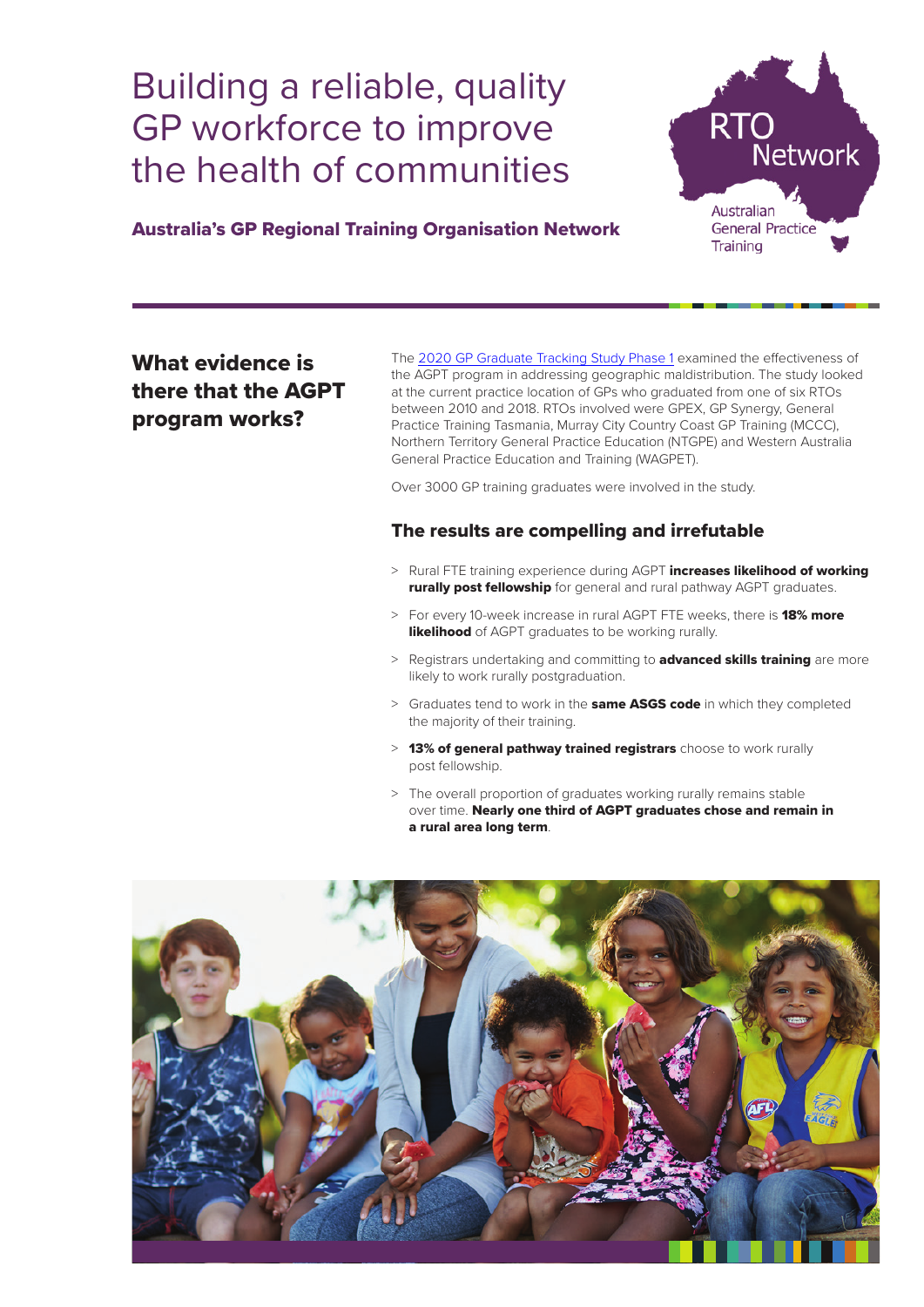# Building a reliable, quality GP workforce to improve the health of communities

**Australia's GP Regional Training Organisation Network**

RTO Network

Australian General Practice Training

## What evidence is there that the AGPT program works?

The [2020 GP Graduate Tracking Study Phase 1]() examined the effectiveness of the AGPT program in addressing geographic maldistribution. The study looked at the current practice location of GPs who graduated from one of six RTOs between 2010 and 2018. RTOs involved were GPEX, GP Synergy, General Practice Training Tasmania, Murray City Country Coast GP Training (MCCC), Northern Territory General Practice Education (NTGPE) and Western Australia General Practice Education and Training (WAGPET).

Over 3000 GP training graduates were involved in the study.

### The results are compelling and irrefutable

- Rural FTE training experience during AGPT **increases likelihood of working rurally post fellowship** for general and rural pathway AGPT graduates.
- For every 10-week increase in rural AGPT FTE weeks, there is **18% more likelihood** of AGPT graduates to be working rurally.
- Registrars undertaking and committing to **advanced skills training** are more likely to work rurally postgraduation.
- Graduates tend to work in the **same ASGS code** in which they completed the majority of their training.
- **13% of general pathway trained registrars** choose to work rurally post fellowship.
- The overall proportion of graduates working rurally remains stable over time. **Nearly one third of AGPT graduates chose and remain in a rural area long term**.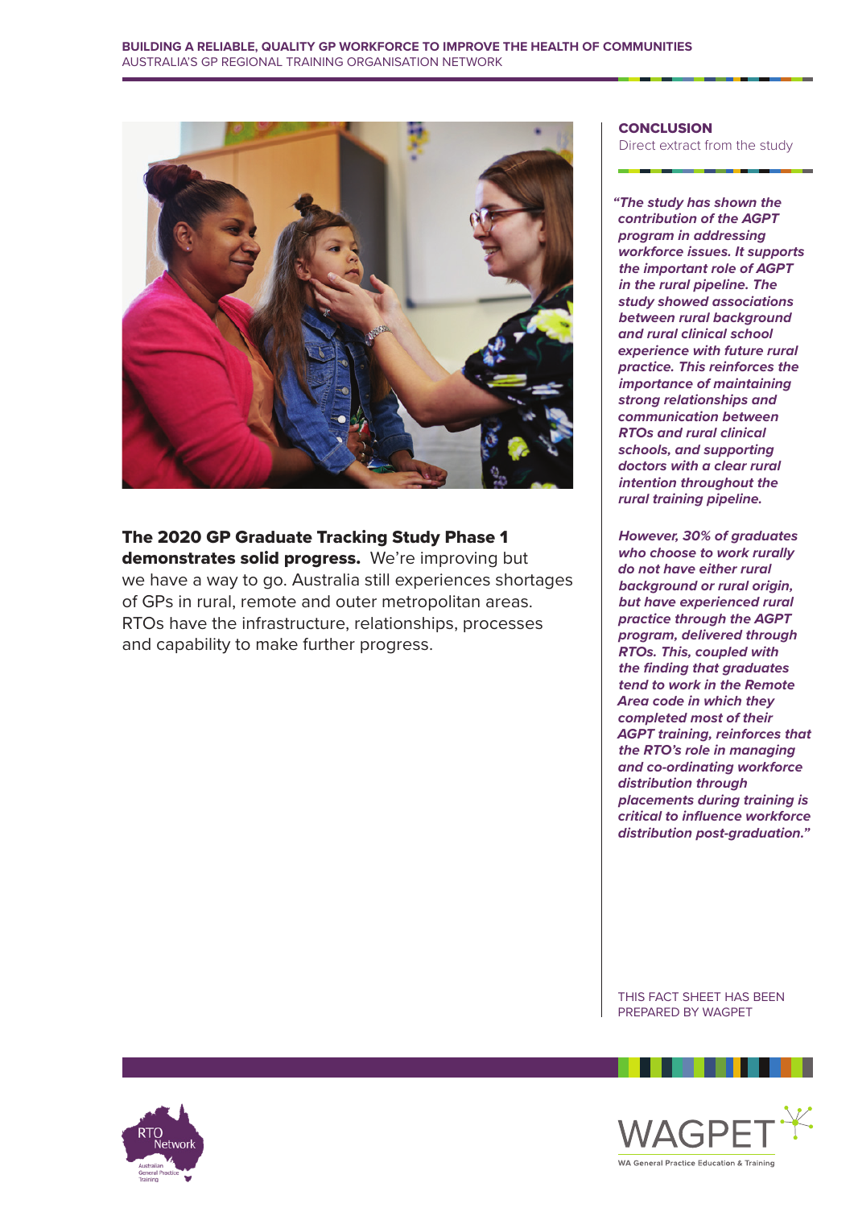**The 2020 GP Graduate Tracking Study Phase 1 demonstrates solid progress.** We're improving but we have a way to go. Australia still experiences shortages of GPs in rural, remote and outer metropolitan areas. RTOs have the infrastructure, relationships, processes and capability to make further progress.

## CONCLUSION

Direct extract from the study

*"The study has shown the contribution of the AGPT program in addressing workforce issues. It supports the important role of AGPT in the rural pipeline. The study showed associations between rural background and rural clinical school experience with future rural practice. This reinforces the importance of maintaining strong relationships and communication between RTOs and rural clinical schools, and supporting doctors with a clear rural intention throughout the rural training pipeline.*

*However, 30% of graduates who choose to work rurally do not have either rural background or rural origin, but have experienced rural practice through the AGPT program, delivered through RTOs. This, coupled with the finding that graduates tend to work in the Remote Area code in which they completed most of their AGPT training, reinforces that the RTO's role in managing and co-ordinating workforce distribution through placements during training is critical to influence workforce distribution post-graduation."*

THIS FACT SHEET HAS BEEN PREPARED BY WAGPET

RTO Network Australian General Practice Training

WAGPET WA General Practice Education & Training